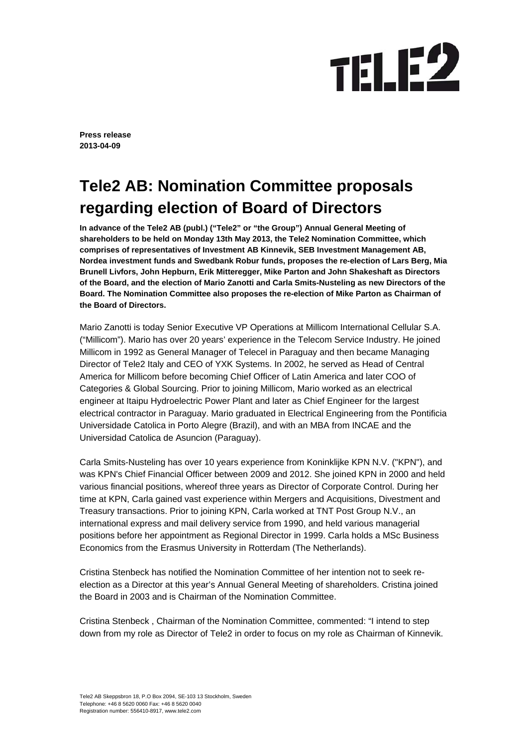**Press release**
**2013-04-09**

# Tele2 AB: Nomination Committee proposals regarding election of Board of Directors

**In advance of the Tele2 AB (publ.) ("Tele2" or "the Group") Annual General Meeting of shareholders to be held on Monday 13th May 2013, the Tele2 Nomination Committee, which comprises of representatives of Investment AB Kinnevik, SEB Investment Management AB, Nordea investment funds and Swedbank Robur funds, proposes the re-election of Lars Berg, Mia Brunell Livfors, John Hepburn, Erik Mitteregger, Mike Parton and John Shakeshaft as Directors of the Board, and the election of Mario Zanotti and Carla Smits-Nusteling as new Directors of the Board. The Nomination Committee also proposes the re-election of Mike Parton as Chairman of the Board of Directors.**

Mario Zanotti is today Senior Executive VP Operations at Millicom International Cellular S.A. ("Millicom"). Mario has over 20 years' experience in the Telecom Service Industry. He joined Millicom in 1992 as General Manager of Telecel in Paraguay and then became Managing Director of Tele2 Italy and CEO of YXK Systems. In 2002, he served as Head of Central America for Millicom before becoming Chief Officer of Latin America and later COO of Categories & Global Sourcing. Prior to joining Millicom, Mario worked as an electrical engineer at Itaipu Hydroelectric Power Plant and later as Chief Engineer for the largest electrical contractor in Paraguay. Mario graduated in Electrical Engineering from the Pontificia Universidade Catolica in Porto Alegre (Brazil), and with an MBA from INCAE and the Universidad Catolica de Asuncion (Paraguay).

Carla Smits-Nusteling has over 10 years experience from Koninklijke KPN N.V. ("KPN"), and was KPN's Chief Financial Officer between 2009 and 2012. She joined KPN in 2000 and held various financial positions, whereof three years as Director of Corporate Control. During her time at KPN, Carla gained vast experience within Mergers and Acquisitions, Divestment and Treasury transactions. Prior to joining KPN, Carla worked at TNT Post Group N.V., an international express and mail delivery service from 1990, and held various managerial positions before her appointment as Regional Director in 1999. Carla holds a MSc Business Economics from the Erasmus University in Rotterdam (The Netherlands).

Cristina Stenbeck has notified the Nomination Committee of her intention not to seek re-election as a Director at this year's Annual General Meeting of shareholders. Cristina joined the Board in 2003 and is Chairman of the Nomination Committee.

Cristina Stenbeck , Chairman of the Nomination Committee, commented: "I intend to step down from my role as Director of Tele2 in order to focus on my role as Chairman of Kinnevik.

Tele2 AB Skeppsbron 18, P.O Box 2094, SE-103 13 Stockholm, Sweden
Telephone: +46 8 5620 0060 Fax: +46 8 5620 0040
Registration number: 556410-8917, www.tele2.com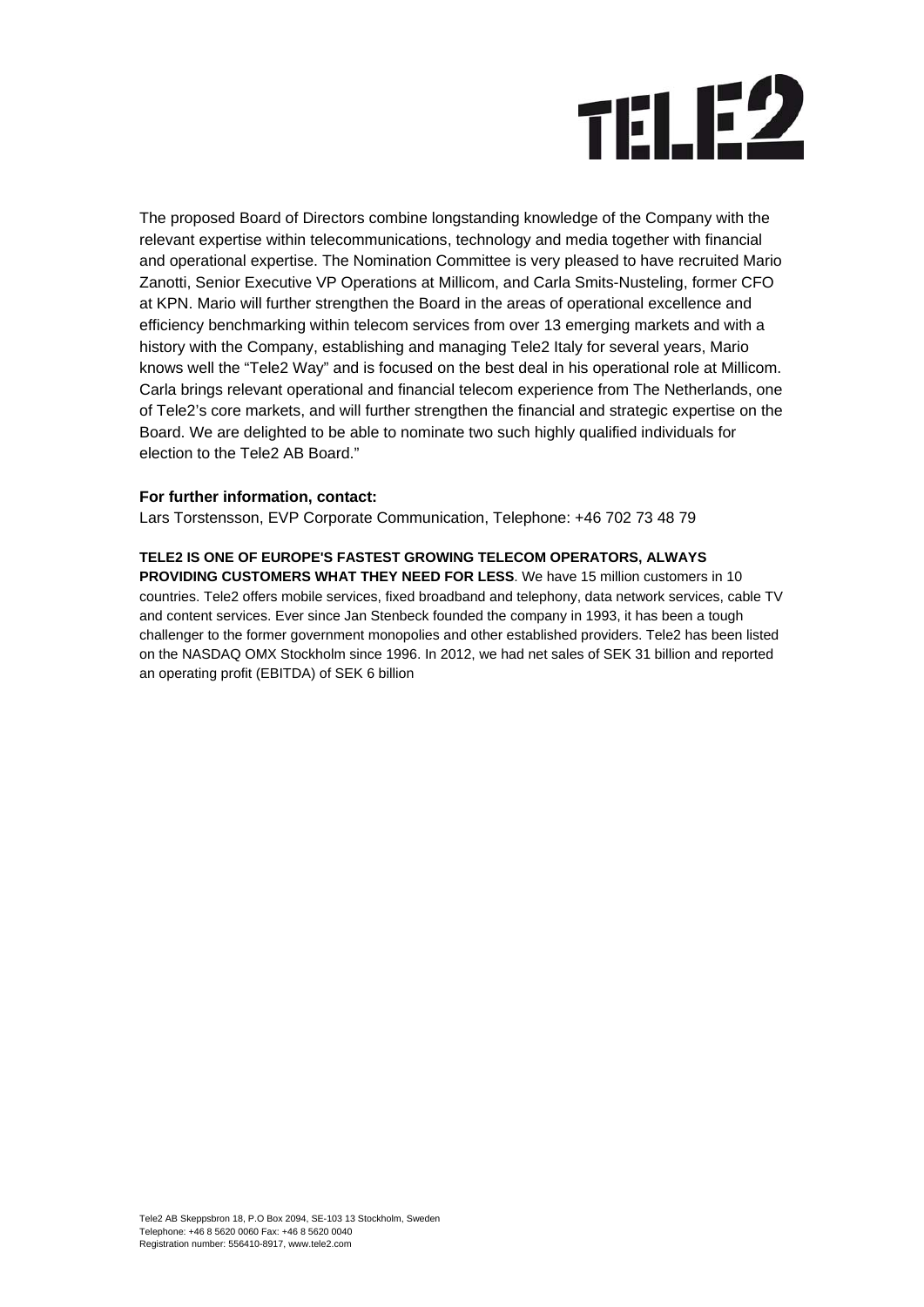The proposed Board of Directors combine longstanding knowledge of the Company with the relevant expertise within telecommunications, technology and media together with financial and operational expertise. The Nomination Committee is very pleased to have recruited Mario Zanotti, Senior Executive VP Operations at Millicom, and Carla Smits-Nusteling, former CFO at KPN. Mario will further strengthen the Board in the areas of operational excellence and efficiency benchmarking within telecom services from over 13 emerging markets and with a history with the Company, establishing and managing Tele2 Italy for several years, Mario knows well the "Tele2 Way" and is focused on the best deal in his operational role at Millicom. Carla brings relevant operational and financial telecom experience from The Netherlands, one of Tele2's core markets, and will further strengthen the financial and strategic expertise on the Board. We are delighted to be able to nominate two such highly qualified individuals for election to the Tele2 AB Board."

**For further information, contact:**
Lars Torstensson, EVP Corporate Communication, Telephone: +46 702 73 48 79

**TELE2 IS ONE OF EUROPE'S FASTEST GROWING TELECOM OPERATORS, ALWAYS PROVIDING CUSTOMERS WHAT THEY NEED FOR LESS**. We have 15 million customers in 10 countries. Tele2 offers mobile services, fixed broadband and telephony, data network services, cable TV and content services. Ever since Jan Stenbeck founded the company in 1993, it has been a tough challenger to the former government monopolies and other established providers. Tele2 has been listed on the NASDAQ OMX Stockholm since 1996. In 2012, we had net sales of SEK 31 billion and reported an operating profit (EBITDA) of SEK 6 billion

Tele2 AB Skeppsbron 18, P.O Box 2094, SE-103 13 Stockholm, Sweden
Telephone: +46 8 5620 0060 Fax: +46 8 5620 0040
Registration number: 556410-8917, www.tele2.com